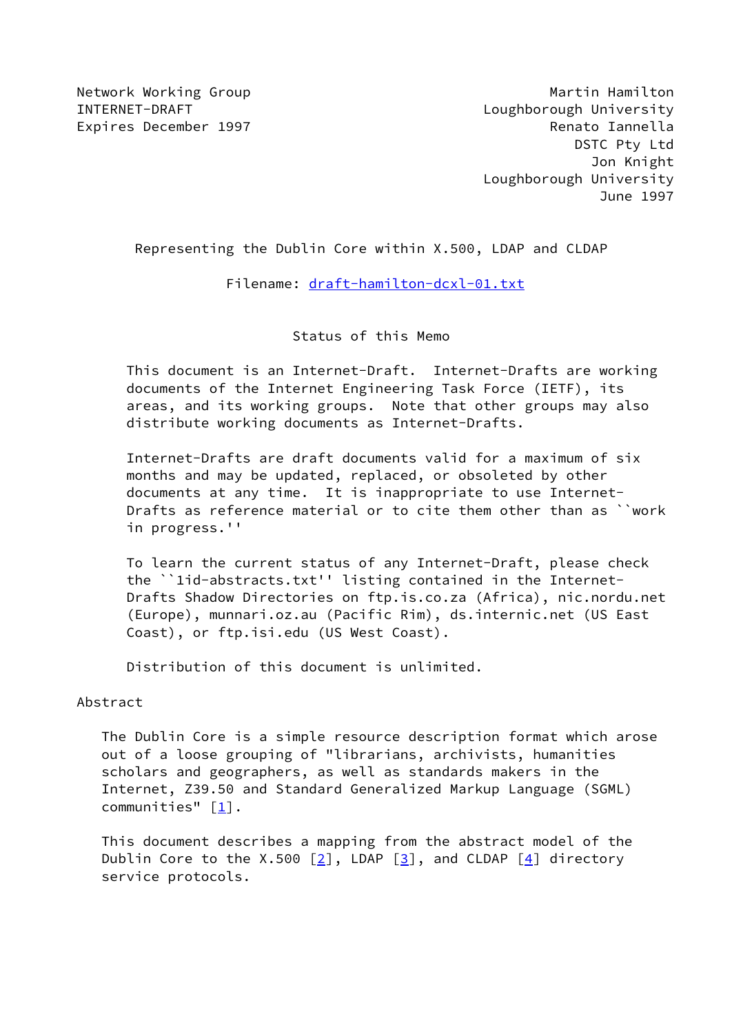Network Working Group — Martin Hamilton, Loughborough University
INTERNET-DRAFT — Renato Iannella, DSTC Pty Ltd
Expires December 1997 — Jon Knight, Loughborough University
June 1997

# Representing the Dublin Core within X.500, LDAP and CLDAP

Filename: draft-hamilton-dcxl-01.txt

## Status of this Memo

This document is an Internet-Draft. Internet-Drafts are working documents of the Internet Engineering Task Force (IETF), its areas, and its working groups. Note that other groups may also distribute working documents as Internet-Drafts.

Internet-Drafts are draft documents valid for a maximum of six months and may be updated, replaced, or obsoleted by other documents at any time. It is inappropriate to use Internet-Drafts as reference material or to cite them other than as ``work in progress.''

To learn the current status of any Internet-Draft, please check the ``1id-abstracts.txt'' listing contained in the Internet-Drafts Shadow Directories on ftp.is.co.za (Africa), nic.nordu.net (Europe), munnari.oz.au (Pacific Rim), ds.internic.net (US East Coast), or ftp.isi.edu (US West Coast).

Distribution of this document is unlimited.

## Abstract

The Dublin Core is a simple resource description format which arose out of a loose grouping of "librarians, archivists, humanities scholars and geographers, as well as standards makers in the Internet, Z39.50 and Standard Generalized Markup Language (SGML) communities" [1].

This document describes a mapping from the abstract model of the Dublin Core to the X.500 [2], LDAP [3], and CLDAP [4] directory service protocols.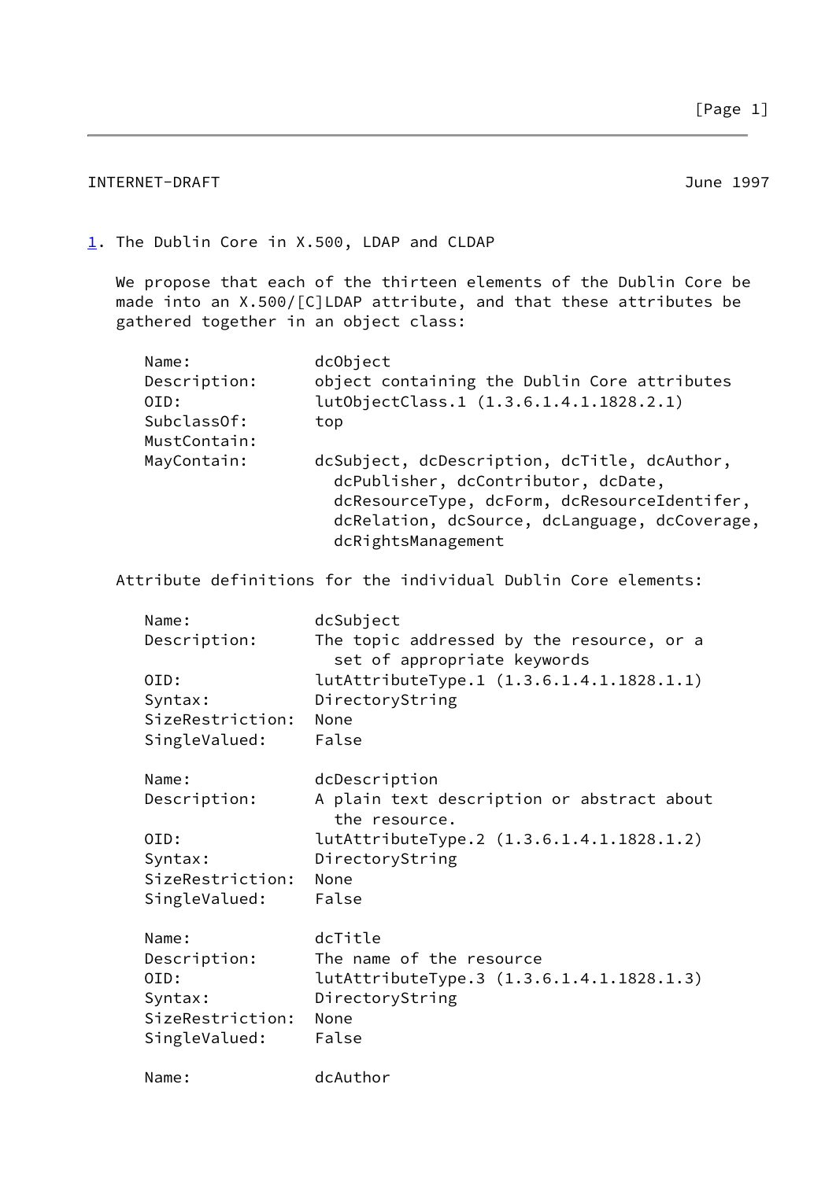## 1. The Dublin Core in X.500, LDAP and CLDAP

We propose that each of the thirteen elements of the Dublin Core be made into an X.500/[C]LDAP attribute, and that these attributes be gathered together in an object class:

```
Name:             dcObject
Description:      object containing the Dublin Core attributes
OID:              lutObjectClass.1 (1.3.6.1.4.1.1828.2.1)
SubclassOf:       top
MustContain:
MayContain:       dcSubject, dcDescription, dcTitle, dcAuthor,
                    dcPublisher, dcContributor, dcDate,
                    dcResourceType, dcForm, dcResourceIdentifer,
                    dcRelation, dcSource, dcLanguage, dcCoverage,
                    dcRightsManagement
```

Attribute definitions for the individual Dublin Core elements:

```
Name:             dcSubject
Description:      The topic addressed by the resource, or a
                    set of appropriate keywords
OID:              lutAttributeType.1 (1.3.6.1.4.1.1828.1.1)
Syntax:           DirectoryString
SizeRestriction:  None
SingleValued:     False

Name:             dcDescription
Description:      A plain text description or abstract about
                    the resource.
OID:              lutAttributeType.2 (1.3.6.1.4.1.1828.1.2)
Syntax:           DirectoryString
SizeRestriction:  None
SingleValued:     False

Name:             dcTitle
Description:      The name of the resource
OID:              lutAttributeType.3 (1.3.6.1.4.1.1828.1.3)
Syntax:           DirectoryString
SizeRestriction:  None
SingleValued:     False

Name:             dcAuthor
```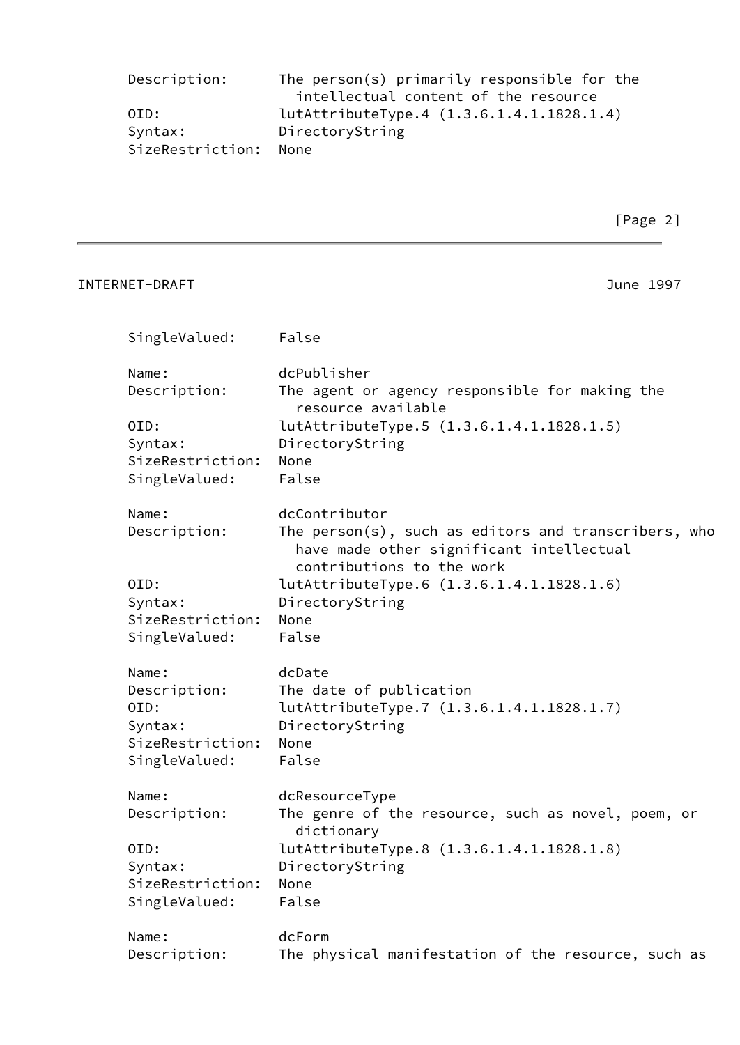```
      Description:      The person(s) primarily responsible for the
                          intellectual content of the resource
      OID:              lutAttributeType.4 (1.3.6.1.4.1.1828.1.4)
      Syntax:           DirectoryString
      SizeRestriction:  None
      SingleValued:     False

      Name:             dcPublisher
      Description:      The agent or agency responsible for making the
                          resource available
      OID:              lutAttributeType.5 (1.3.6.1.4.1.1828.1.5)
      Syntax:           DirectoryString
      SizeRestriction:  None
      SingleValued:     False

      Name:             dcContributor
      Description:      The person(s), such as editors and transcribers, who
                          have made other significant intellectual
                          contributions to the work
      OID:              lutAttributeType.6 (1.3.6.1.4.1.1828.1.6)
      Syntax:           DirectoryString
      SizeRestriction:  None
      SingleValued:     False

      Name:             dcDate
      Description:      The date of publication
      OID:              lutAttributeType.7 (1.3.6.1.4.1.1828.1.7)
      Syntax:           DirectoryString
      SizeRestriction:  None
      SingleValued:     False

      Name:             dcResourceType
      Description:      The genre of the resource, such as novel, poem, or
                          dictionary
      OID:              lutAttributeType.8 (1.3.6.1.4.1.1828.1.8)
      Syntax:           DirectoryString
      SizeRestriction:  None
      SingleValued:     False

      Name:             dcForm
      Description:      The physical manifestation of the resource, such as
```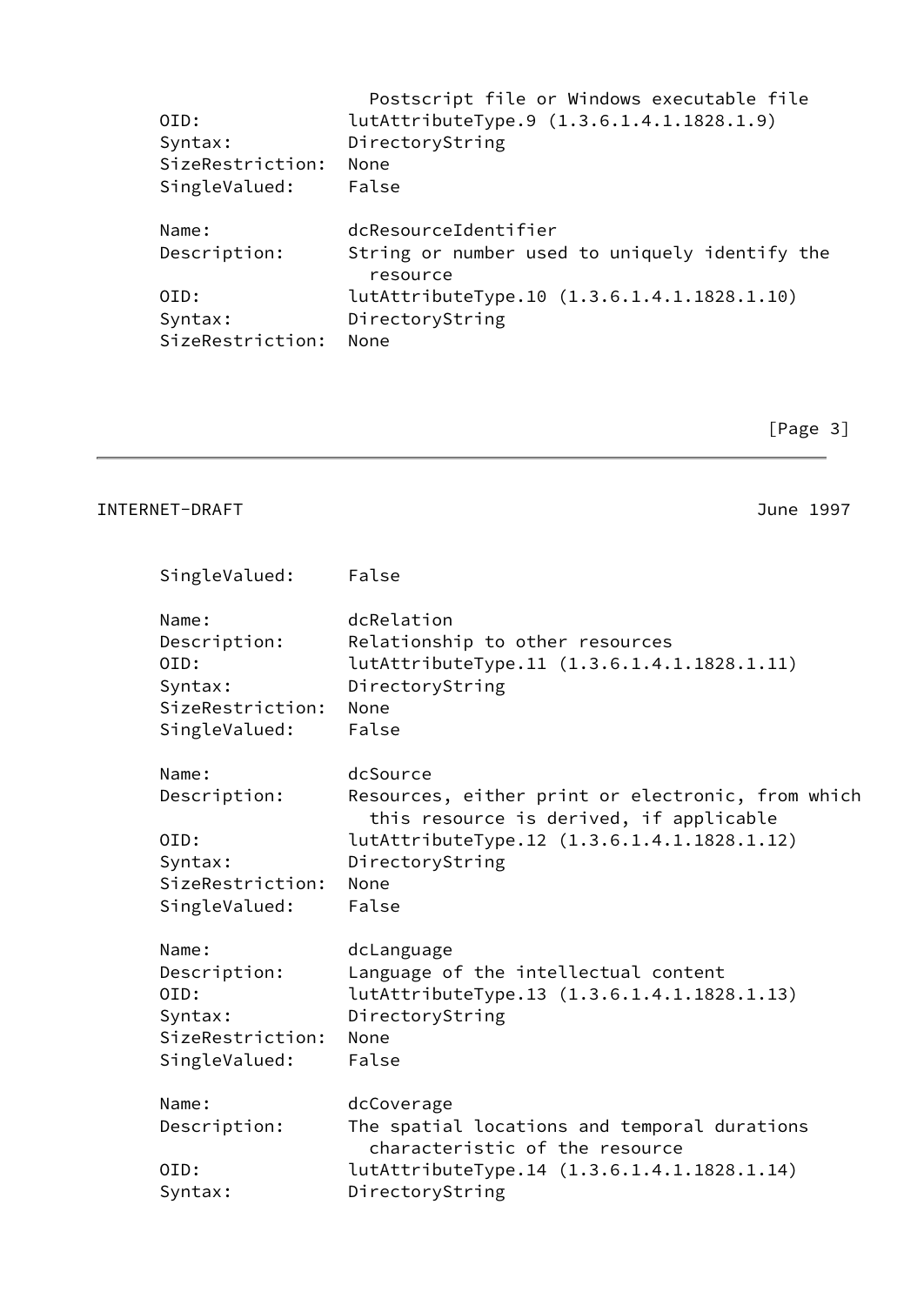```
                          Postscript file or Windows executable file
      OID:              lutAttributeType.9 (1.3.6.1.4.1.1828.1.9)
      Syntax:           DirectoryString
      SizeRestriction:  None
      SingleValued:     False

      Name:             dcResourceIdentifier
      Description:      String or number used to uniquely identify the
                          resource
      OID:              lutAttributeType.10 (1.3.6.1.4.1.1828.1.10)
      Syntax:           DirectoryString
      SizeRestriction:  None
      SingleValued:     False

      Name:             dcRelation
      Description:      Relationship to other resources
      OID:              lutAttributeType.11 (1.3.6.1.4.1.1828.1.11)
      Syntax:           DirectoryString
      SizeRestriction:  None
      SingleValued:     False

      Name:             dcSource
      Description:      Resources, either print or electronic, from which
                          this resource is derived, if applicable
      OID:              lutAttributeType.12 (1.3.6.1.4.1.1828.1.12)
      Syntax:           DirectoryString
      SizeRestriction:  None
      SingleValued:     False

      Name:             dcLanguage
      Description:      Language of the intellectual content
      OID:              lutAttributeType.13 (1.3.6.1.4.1.1828.1.13)
      Syntax:           DirectoryString
      SizeRestriction:  None
      SingleValued:     False

      Name:             dcCoverage
      Description:      The spatial locations and temporal durations
                          characteristic of the resource
      OID:              lutAttributeType.14 (1.3.6.1.4.1.1828.1.14)
      Syntax:           DirectoryString
```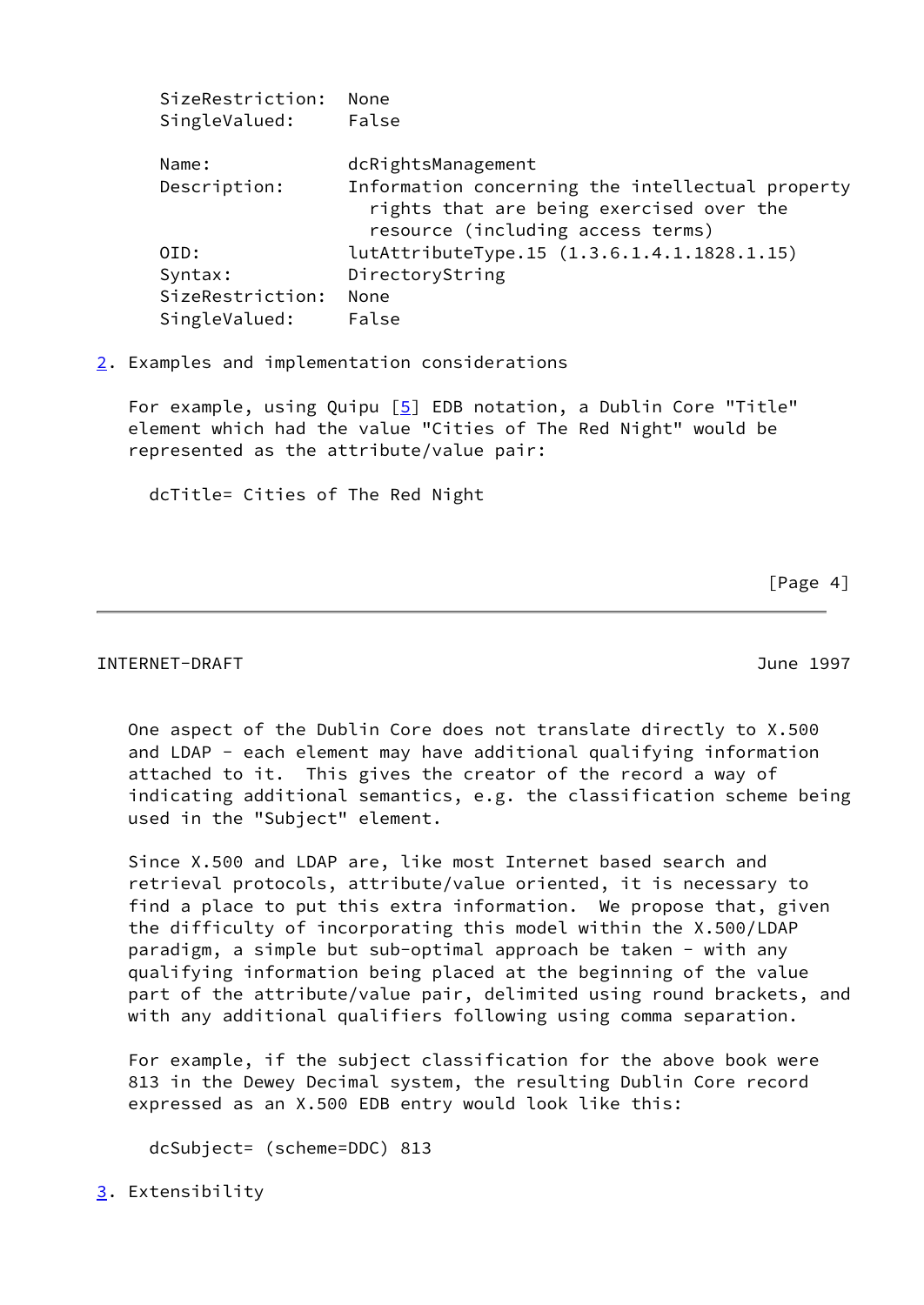```
SizeRestriction:  None
SingleValued:     False

Name:             dcRightsManagement
Description:      Information concerning the intellectual property
                    rights that are being exercised over the
                    resource (including access terms)
OID:              lutAttributeType.15 (1.3.6.1.4.1.1828.1.15)
Syntax:           DirectoryString
SizeRestriction:  None
SingleValued:     False
```

## 2. Examples and implementation considerations

For example, using Quipu [5] EDB notation, a Dublin Core "Title" element which had the value "Cities of The Red Night" would be represented as the attribute/value pair:

```
dcTitle= Cities of The Red Night
```

One aspect of the Dublin Core does not translate directly to X.500 and LDAP - each element may have additional qualifying information attached to it. This gives the creator of the record a way of indicating additional semantics, e.g. the classification scheme being used in the "Subject" element.

Since X.500 and LDAP are, like most Internet based search and retrieval protocols, attribute/value oriented, it is necessary to find a place to put this extra information. We propose that, given the difficulty of incorporating this model within the X.500/LDAP paradigm, a simple but sub-optimal approach be taken - with any qualifying information being placed at the beginning of the value part of the attribute/value pair, delimited using round brackets, and with any additional qualifiers following using comma separation.

For example, if the subject classification for the above book were 813 in the Dewey Decimal system, the resulting Dublin Core record expressed as an X.500 EDB entry would look like this:

```
dcSubject= (scheme=DDC) 813
```

## 3. Extensibility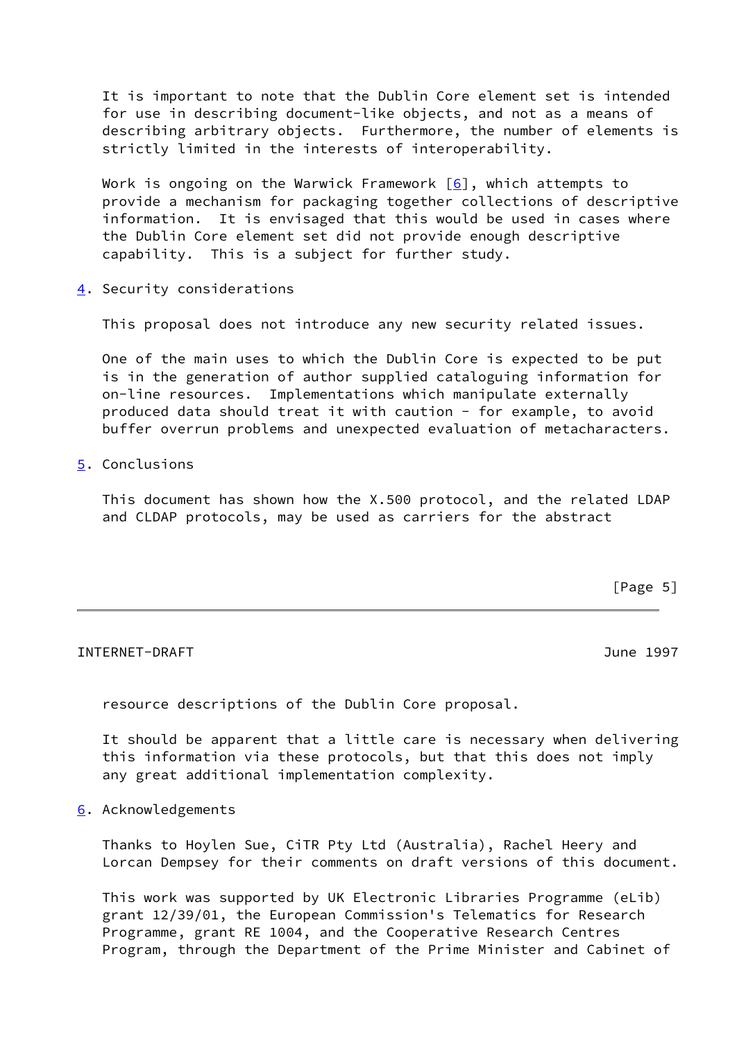It is important to note that the Dublin Core element set is intended for use in describing document-like objects, and not as a means of describing arbitrary objects. Furthermore, the number of elements is strictly limited in the interests of interoperability.

Work is ongoing on the Warwick Framework [6], which attempts to provide a mechanism for packaging together collections of descriptive information. It is envisaged that this would be used in cases where the Dublin Core element set did not provide enough descriptive capability. This is a subject for further study.

## 4. Security considerations

This proposal does not introduce any new security related issues.

One of the main uses to which the Dublin Core is expected to be put is in the generation of author supplied cataloguing information for on-line resources. Implementations which manipulate externally produced data should treat it with caution - for example, to avoid buffer overrun problems and unexpected evaluation of metacharacters.

## 5. Conclusions

This document has shown how the X.500 protocol, and the related LDAP and CLDAP protocols, may be used as carriers for the abstract resource descriptions of the Dublin Core proposal.

It should be apparent that a little care is necessary when delivering this information via these protocols, but that this does not imply any great additional implementation complexity.

## 6. Acknowledgements

Thanks to Hoylen Sue, CiTR Pty Ltd (Australia), Rachel Heery and Lorcan Dempsey for their comments on draft versions of this document.

This work was supported by UK Electronic Libraries Programme (eLib) grant 12/39/01, the European Commission's Telematics for Research Programme, grant RE 1004, and the Cooperative Research Centres Program, through the Department of the Prime Minister and Cabinet of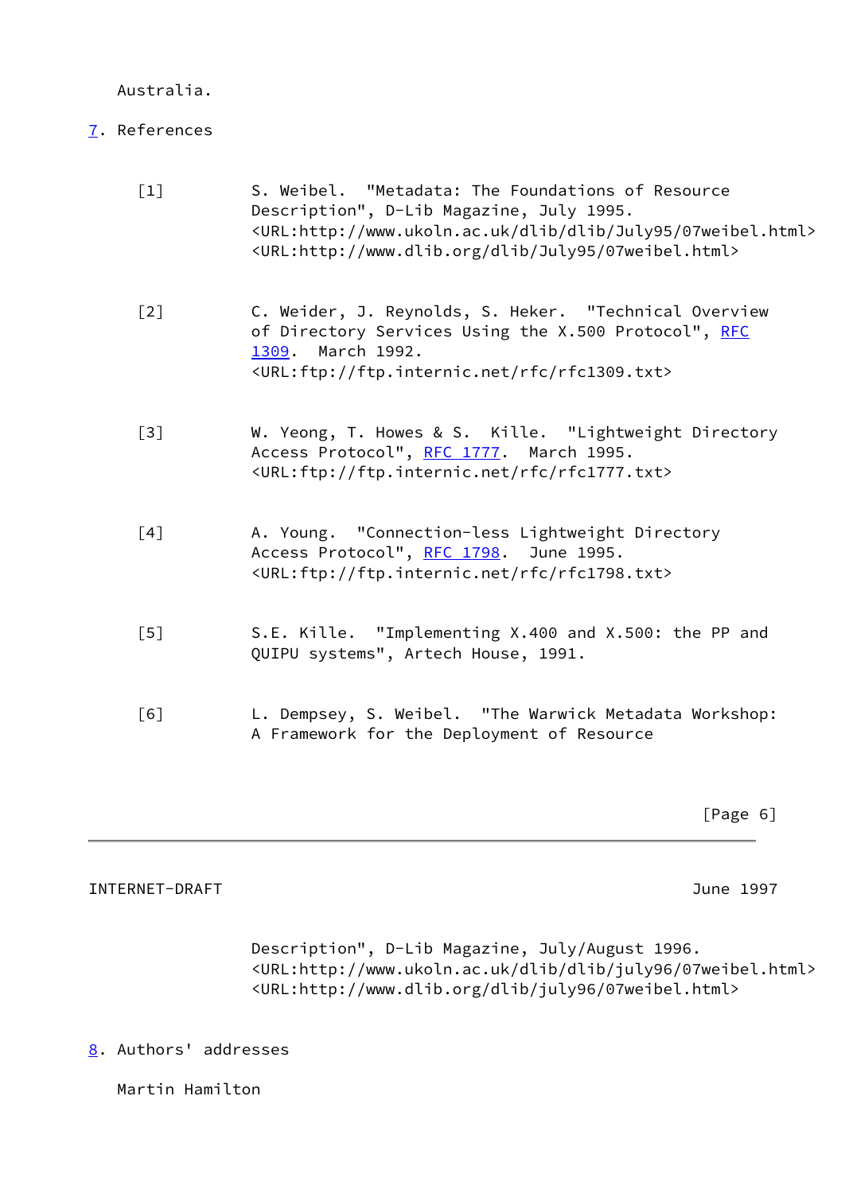Australia.

## 7. References

[1] S. Weibel. "Metadata: The Foundations of Resource Description", D-Lib Magazine, July 1995.
<URL:http://www.ukoln.ac.uk/dlib/dlib/July95/07weibel.html>
<URL:http://www.dlib.org/dlib/July95/07weibel.html>

[2] C. Weider, J. Reynolds, S. Heker. "Technical Overview of Directory Services Using the X.500 Protocol", RFC 1309. March 1992.
<URL:ftp://ftp.internic.net/rfc/rfc1309.txt>

[3] W. Yeong, T. Howes & S. Kille. "Lightweight Directory Access Protocol", RFC 1777. March 1995.
<URL:ftp://ftp.internic.net/rfc/rfc1777.txt>

[4] A. Young. "Connection-less Lightweight Directory Access Protocol", RFC 1798. June 1995.
<URL:ftp://ftp.internic.net/rfc/rfc1798.txt>

[5] S.E. Kille. "Implementing X.400 and X.500: the PP and QUIPU systems", Artech House, 1991.

[6] L. Dempsey, S. Weibel. "The Warwick Metadata Workshop: A Framework for the Deployment of Resource Description", D-Lib Magazine, July/August 1996.
<URL:http://www.ukoln.ac.uk/dlib/dlib/july96/07weibel.html>
<URL:http://www.dlib.org/dlib/july96/07weibel.html>

## 8. Authors' addresses

Martin Hamilton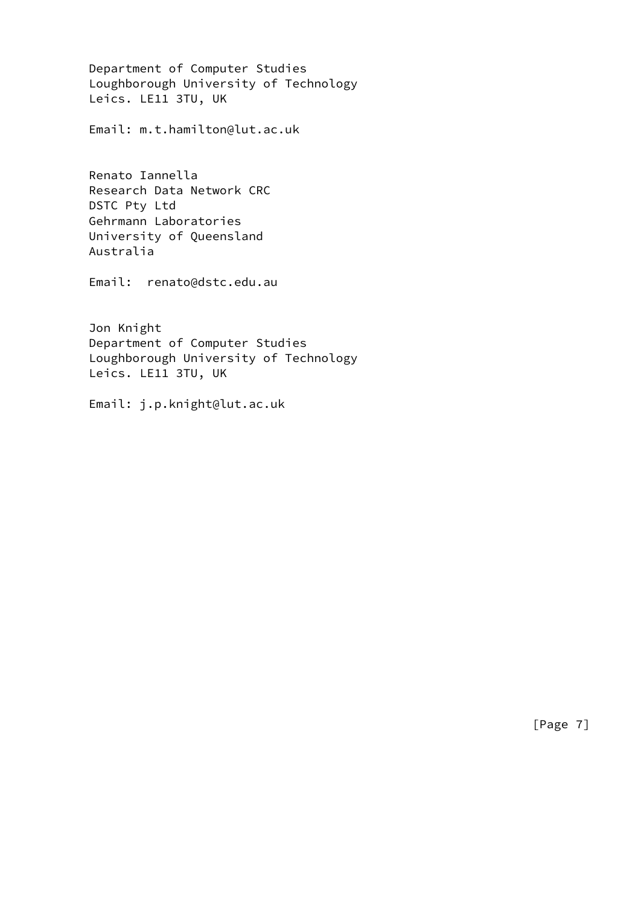Department of Computer Studies
Loughborough University of Technology
Leics. LE11 3TU, UK

Email: m.t.hamilton@lut.ac.uk

Renato Iannella
Research Data Network CRC
DSTC Pty Ltd
Gehrmann Laboratories
University of Queensland
Australia

Email: renato@dstc.edu.au

Jon Knight
Department of Computer Studies
Loughborough University of Technology
Leics. LE11 3TU, UK

Email: j.p.knight@lut.ac.uk